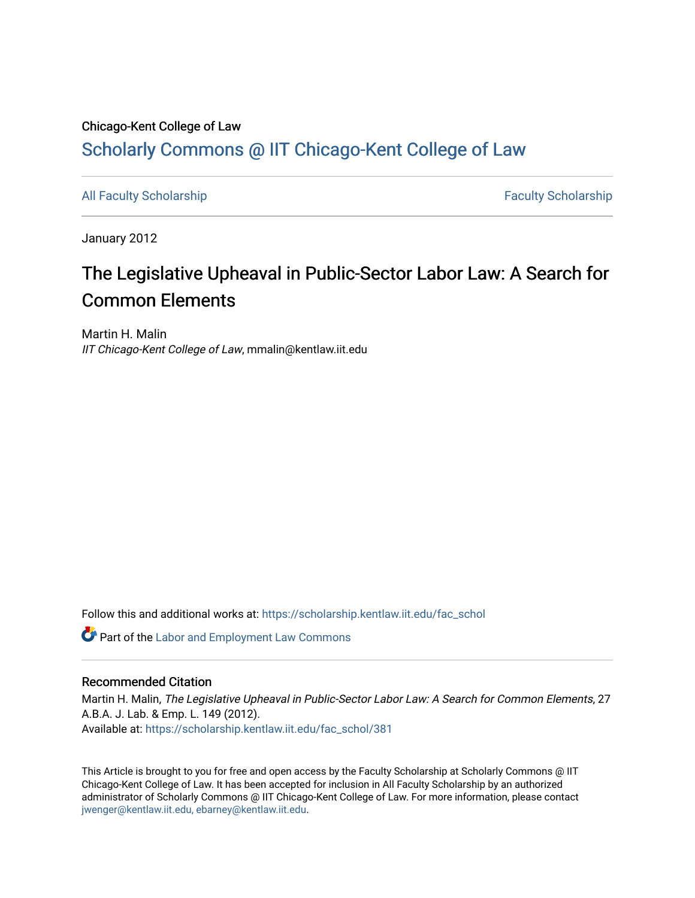Chicago-Kent College of Law

# Scholarly Commons @ IIT Chicago-Kent College of Law

All Faculty Scholarship | Faculty Scholarship

January 2012

# The Legislative Upheaval in Public-Sector Labor Law: A Search for Common Elements

Martin H. Malin
*IIT Chicago-Kent College of Law*, mmalin@kentlaw.iit.edu

Follow this and additional works at: https://scholarship.kentlaw.iit.edu/fac_schol

Part of the Labor and Employment Law Commons

## Recommended Citation

Martin H. Malin, *The Legislative Upheaval in Public-Sector Labor Law: A Search for Common Elements*, 27 A.B.A. J. Lab. & Emp. L. 149 (2012).
Available at: https://scholarship.kentlaw.iit.edu/fac_schol/381

This Article is brought to you for free and open access by the Faculty Scholarship at Scholarly Commons @ IIT Chicago-Kent College of Law. It has been accepted for inclusion in All Faculty Scholarship by an authorized administrator of Scholarly Commons @ IIT Chicago-Kent College of Law. For more information, please contact jwenger@kentlaw.iit.edu, ebarney@kentlaw.iit.edu.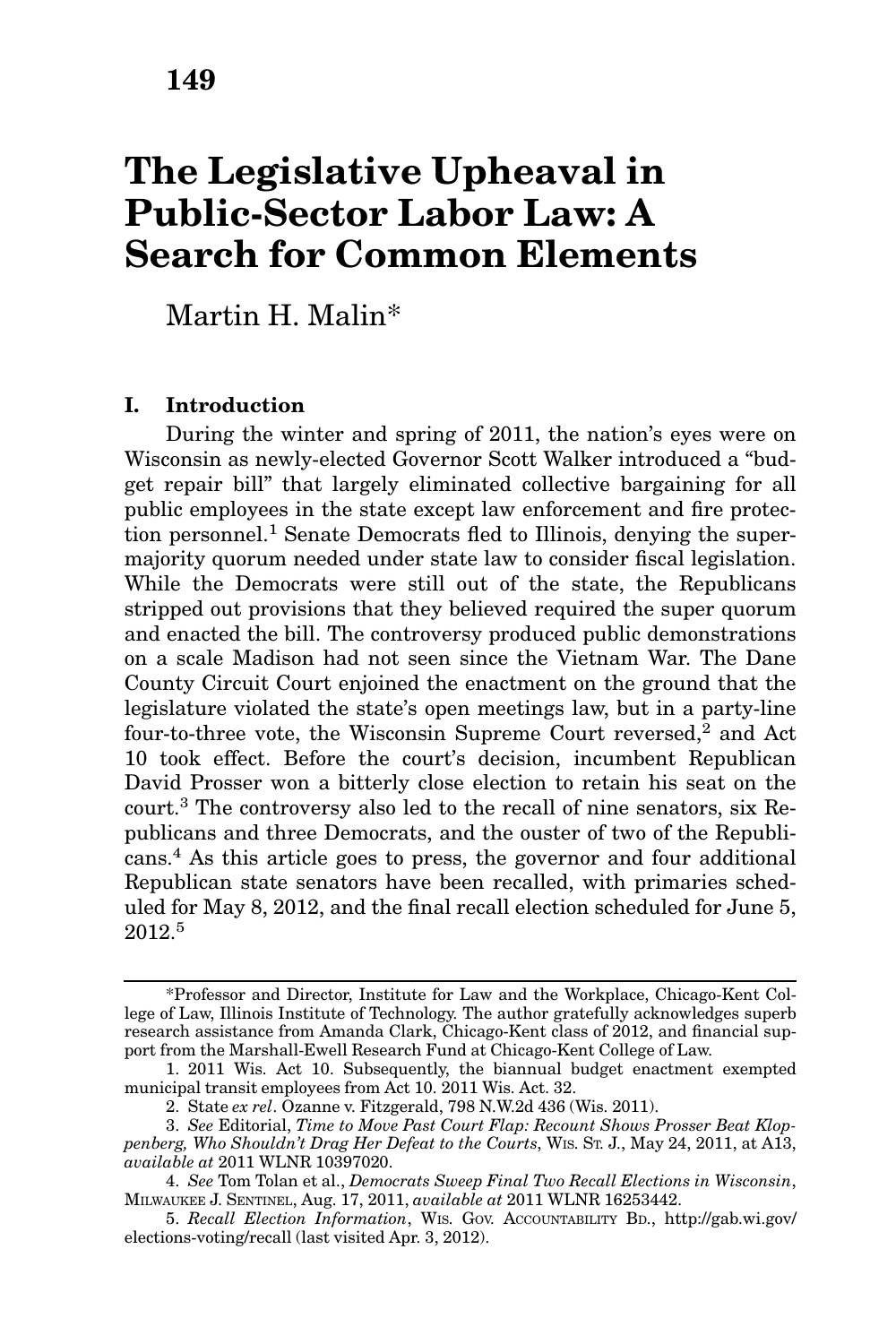# The Legislative Upheaval in Public-Sector Labor Law: A Search for Common Elements

Martin H. Malin*

## I. Introduction

During the winter and spring of 2011, the nation's eyes were on Wisconsin as newly-elected Governor Scott Walker introduced a "budget repair bill" that largely eliminated collective bargaining for all public employees in the state except law enforcement and fire protection personnel.[1] Senate Democrats fled to Illinois, denying the supermajority quorum needed under state law to consider fiscal legislation. While the Democrats were still out of the state, the Republicans stripped out provisions that they believed required the super quorum and enacted the bill. The controversy produced public demonstrations on a scale Madison had not seen since the Vietnam War. The Dane County Circuit Court enjoined the enactment on the ground that the legislature violated the state's open meetings law, but in a party-line four-to-three vote, the Wisconsin Supreme Court reversed,[2] and Act 10 took effect. Before the court's decision, incumbent Republican David Prosser won a bitterly close election to retain his seat on the court.[3] The controversy also led to the recall of nine senators, six Republicans and three Democrats, and the ouster of two of the Republicans.[4] As this article goes to press, the governor and four additional Republican state senators have been recalled, with primaries scheduled for May 8, 2012, and the final recall election scheduled for June 5, 2012.[5]

---

*Professor and Director, Institute for Law and the Workplace, Chicago-Kent College of Law, Illinois Institute of Technology. The author gratefully acknowledges superb research assistance from Amanda Clark, Chicago-Kent class of 2012, and financial support from the Marshall-Ewell Research Fund at Chicago-Kent College of Law.

1. 2011 Wis. Act 10. Subsequently, the biannual budget enactment exempted municipal transit employees from Act 10. 2011 Wis. Act. 32.

2. State *ex rel*. Ozanne v. Fitzgerald, 798 N.W.2d 436 (Wis. 2011).

3. *See* Editorial, *Time to Move Past Court Flap: Recount Shows Prosser Beat Kloppenberg, Who Shouldn't Drag Her Defeat to the Courts*, WIS. ST. J., May 24, 2011, at A13, *available at* 2011 WLNR 10397020.

4. *See* Tom Tolan et al., *Democrats Sweep Final Two Recall Elections in Wisconsin*, MILWAUKEE J. SENTINEL, Aug. 17, 2011, *available at* 2011 WLNR 16253442.

5. *Recall Election Information*, WIS. GOV. ACCOUNTABILITY BD., http://gab.wi.gov/elections-voting/recall (last visited Apr. 3, 2012).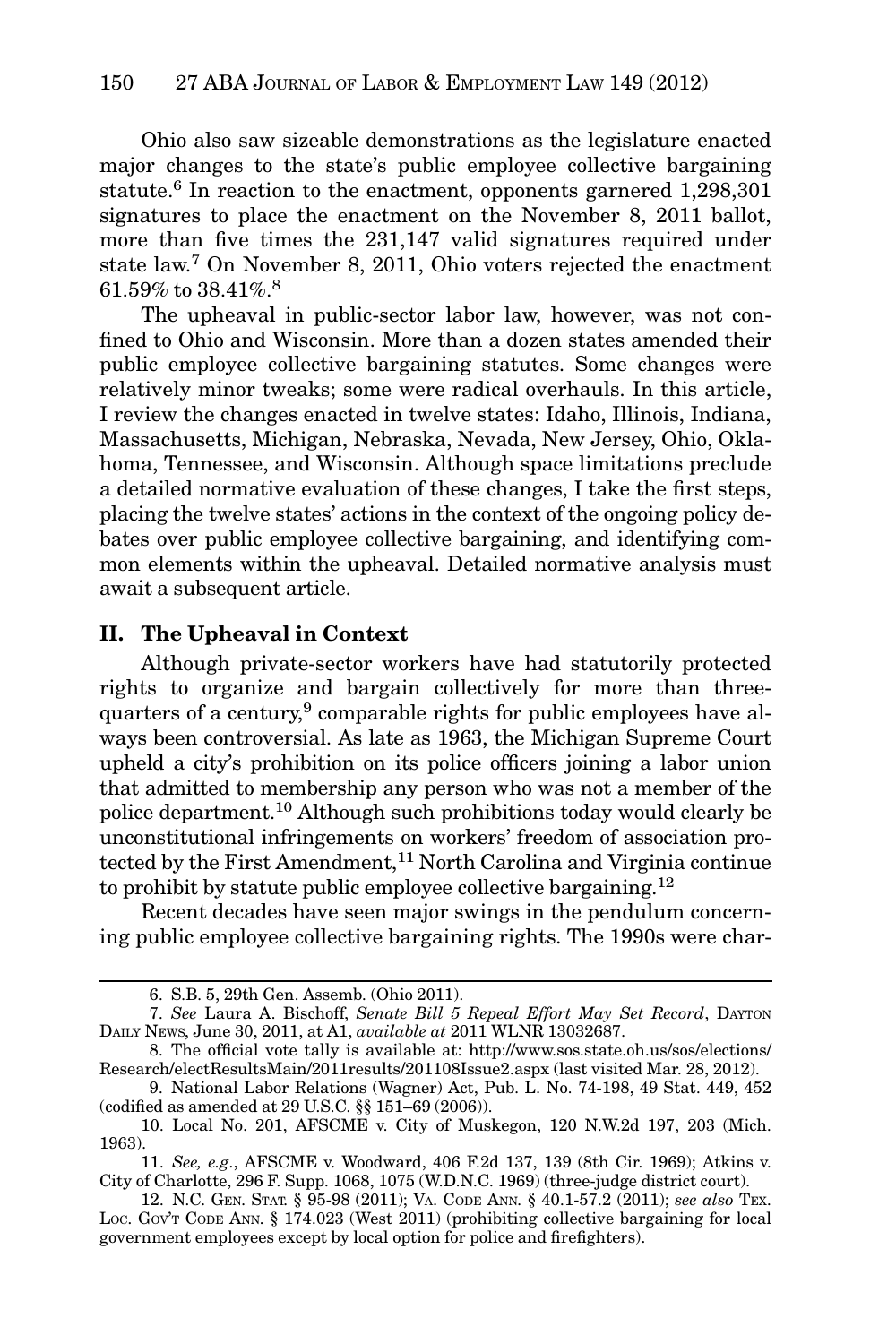Ohio also saw sizeable demonstrations as the legislature enacted major changes to the state's public employee collective bargaining statute.[6] In reaction to the enactment, opponents garnered 1,298,301 signatures to place the enactment on the November 8, 2011 ballot, more than five times the 231,147 valid signatures required under state law.[7] On November 8, 2011, Ohio voters rejected the enactment 61.59% to 38.41%.[8]

The upheaval in public-sector labor law, however, was not confined to Ohio and Wisconsin. More than a dozen states amended their public employee collective bargaining statutes. Some changes were relatively minor tweaks; some were radical overhauls. In this article, I review the changes enacted in twelve states: Idaho, Illinois, Indiana, Massachusetts, Michigan, Nebraska, Nevada, New Jersey, Ohio, Oklahoma, Tennessee, and Wisconsin. Although space limitations preclude a detailed normative evaluation of these changes, I take the first steps, placing the twelve states' actions in the context of the ongoing policy debates over public employee collective bargaining, and identifying common elements within the upheaval. Detailed normative analysis must await a subsequent article.

## II. The Upheaval in Context

Although private-sector workers have had statutorily protected rights to organize and bargain collectively for more than three-quarters of a century,[9] comparable rights for public employees have always been controversial. As late as 1963, the Michigan Supreme Court upheld a city's prohibition on its police officers joining a labor union that admitted to membership any person who was not a member of the police department.[10] Although such prohibitions today would clearly be unconstitutional infringements on workers' freedom of association protected by the First Amendment,[11] North Carolina and Virginia continue to prohibit by statute public employee collective bargaining.[12]

Recent decades have seen major swings in the pendulum concerning public employee collective bargaining rights. The 1990s were char-

---

6. S.B. 5, 29th Gen. Assemb. (Ohio 2011).

7. *See* Laura A. Bischoff, *Senate Bill 5 Repeal Effort May Set Record*, Dayton Daily News, June 30, 2011, at A1, *available at* 2011 WLNR 13032687.

8. The official vote tally is available at: http://www.sos.state.oh.us/sos/elections/Research/electResultsMain/2011results/201108Issue2.aspx (last visited Mar. 28, 2012).

9. National Labor Relations (Wagner) Act, Pub. L. No. 74-198, 49 Stat. 449, 452 (codified as amended at 29 U.S.C. §§ 151–69 (2006)).

10. Local No. 201, AFSCME v. City of Muskegon, 120 N.W.2d 197, 203 (Mich. 1963).

11. *See, e.g.*, AFSCME v. Woodward, 406 F.2d 137, 139 (8th Cir. 1969); Atkins v. City of Charlotte, 296 F. Supp. 1068, 1075 (W.D.N.C. 1969) (three-judge district court).

12. N.C. Gen. Stat. § 95-98 (2011); Va. Code Ann. § 40.1-57.2 (2011); *see also* Tex. Loc. Gov't Code Ann. § 174.023 (West 2011) (prohibiting collective bargaining for local government employees except by local option for police and firefighters).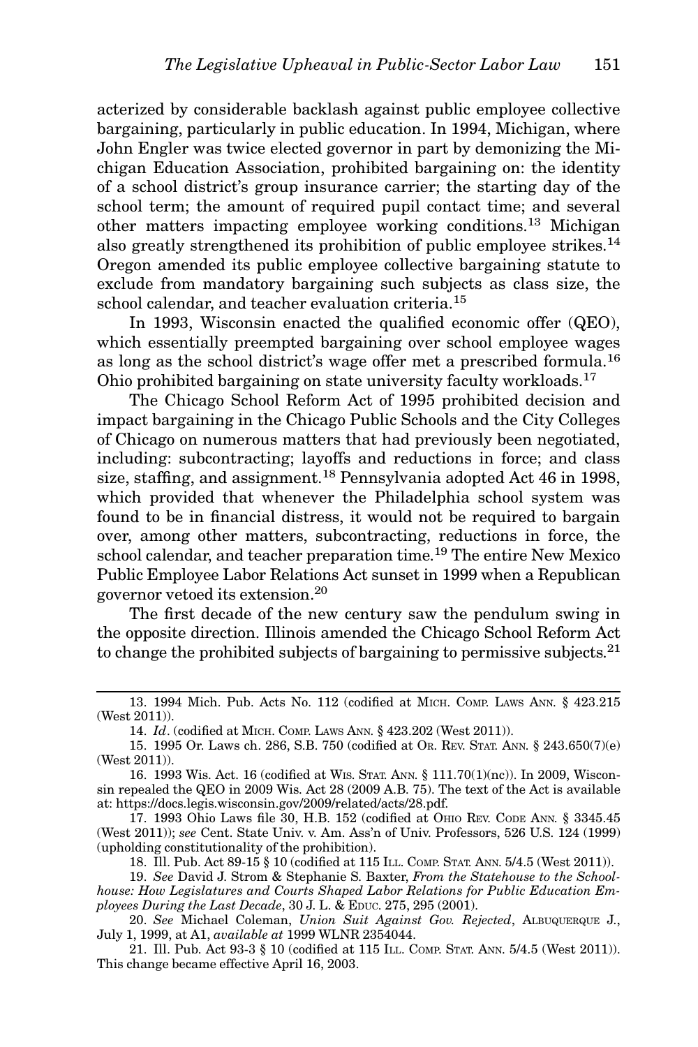acterized by considerable backlash against public employee collective bargaining, particularly in public education. In 1994, Michigan, where John Engler was twice elected governor in part by demonizing the Michigan Education Association, prohibited bargaining on: the identity of a school district's group insurance carrier; the starting day of the school term; the amount of required pupil contact time; and several other matters impacting employee working conditions.[13] Michigan also greatly strengthened its prohibition of public employee strikes.[14] Oregon amended its public employee collective bargaining statute to exclude from mandatory bargaining such subjects as class size, the school calendar, and teacher evaluation criteria.[15]

In 1993, Wisconsin enacted the qualified economic offer (QEO), which essentially preempted bargaining over school employee wages as long as the school district's wage offer met a prescribed formula.[16] Ohio prohibited bargaining on state university faculty workloads.[17]

The Chicago School Reform Act of 1995 prohibited decision and impact bargaining in the Chicago Public Schools and the City Colleges of Chicago on numerous matters that had previously been negotiated, including: subcontracting; layoffs and reductions in force; and class size, staffing, and assignment.[18] Pennsylvania adopted Act 46 in 1998, which provided that whenever the Philadelphia school system was found to be in financial distress, it would not be required to bargain over, among other matters, subcontracting, reductions in force, the school calendar, and teacher preparation time.[19] The entire New Mexico Public Employee Labor Relations Act sunset in 1999 when a Republican governor vetoed its extension.[20]

The first decade of the new century saw the pendulum swing in the opposite direction. Illinois amended the Chicago School Reform Act to change the prohibited subjects of bargaining to permissive subjects.[21]

---

13. 1994 Mich. Pub. Acts No. 112 (codified at MICH. COMP. LAWS ANN. § 423.215 (West 2011)).

14. *Id*. (codified at MICH. COMP. LAWS ANN. § 423.202 (West 2011)).

15. 1995 Or. Laws ch. 286, S.B. 750 (codified at OR. REV. STAT. ANN. § 243.650(7)(e) (West 2011)).

16. 1993 Wis. Act. 16 (codified at WIS. STAT. ANN. § 111.70(1)(nc)). In 2009, Wisconsin repealed the QEO in 2009 Wis. Act 28 (2009 A.B. 75). The text of the Act is available at: https://docs.legis.wisconsin.gov/2009/related/acts/28.pdf.

17. 1993 Ohio Laws file 30, H.B. 152 (codified at OHIO REV. CODE ANN. § 3345.45 (West 2011)); *see* Cent. State Univ. v. Am. Ass'n of Univ. Professors, 526 U.S. 124 (1999) (upholding constitutionality of the prohibition).

18. Ill. Pub. Act 89-15 § 10 (codified at 115 ILL. COMP. STAT. ANN. 5/4.5 (West 2011)).

19. *See* David J. Strom & Stephanie S. Baxter, *From the Statehouse to the Schoolhouse: How Legislatures and Courts Shaped Labor Relations for Public Education Employees During the Last Decade*, 30 J. L. & EDUC. 275, 295 (2001).

20. *See* Michael Coleman, *Union Suit Against Gov. Rejected*, ALBUQUERQUE J., July 1, 1999, at A1, *available at* 1999 WLNR 2354044.

21. Ill. Pub. Act 93-3 § 10 (codified at 115 ILL. COMP. STAT. ANN. 5/4.5 (West 2011)). This change became effective April 16, 2003.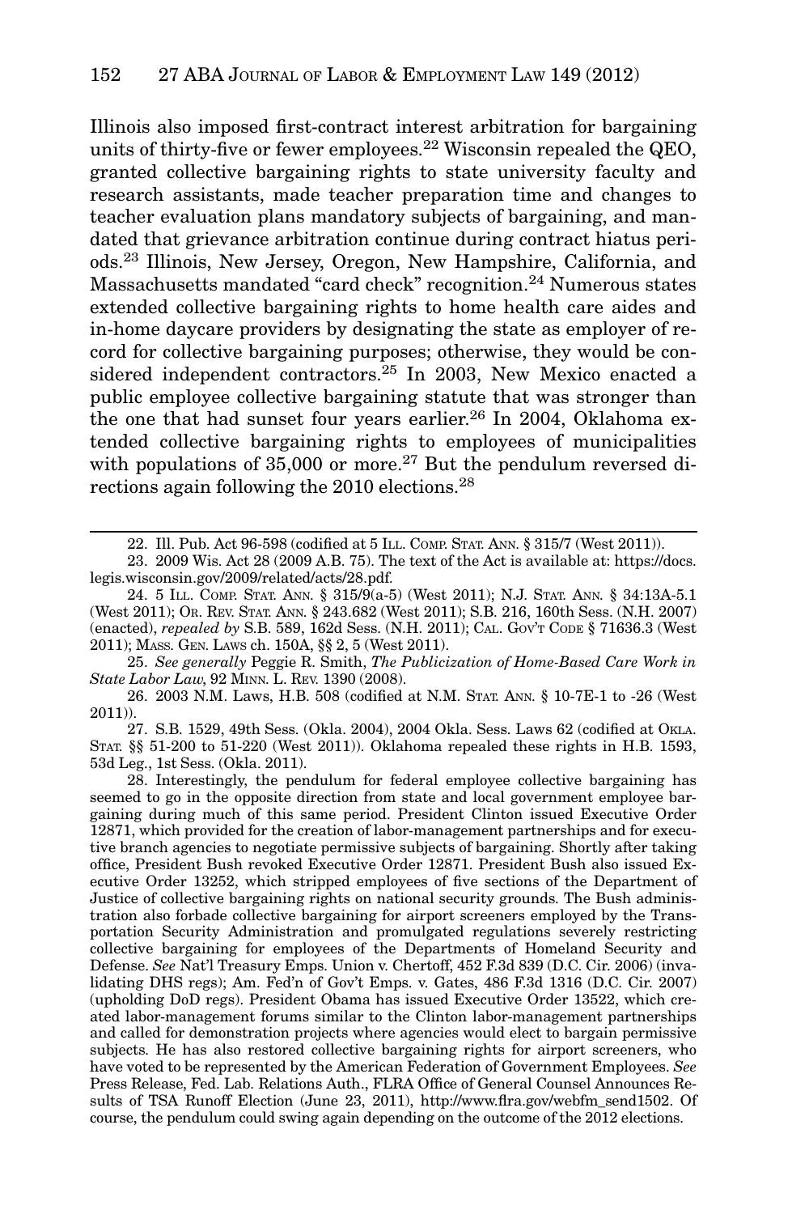Illinois also imposed first-contract interest arbitration for bargaining units of thirty-five or fewer employees.[22] Wisconsin repealed the QEO, granted collective bargaining rights to state university faculty and research assistants, made teacher preparation time and changes to teacher evaluation plans mandatory subjects of bargaining, and mandated that grievance arbitration continue during contract hiatus periods.[23] Illinois, New Jersey, Oregon, New Hampshire, California, and Massachusetts mandated "card check" recognition.[24] Numerous states extended collective bargaining rights to home health care aides and in-home daycare providers by designating the state as employer of record for collective bargaining purposes; otherwise, they would be considered independent contractors.[25] In 2003, New Mexico enacted a public employee collective bargaining statute that was stronger than the one that had sunset four years earlier.[26] In 2004, Oklahoma extended collective bargaining rights to employees of municipalities with populations of 35,000 or more.[27] But the pendulum reversed directions again following the 2010 elections.[28]

---

22. Ill. Pub. Act 96-598 (codified at 5 ILL. COMP. STAT. ANN. § 315/7 (West 2011)).

23. 2009 Wis. Act 28 (2009 A.B. 75). The text of the Act is available at: https://docs.legis.wisconsin.gov/2009/related/acts/28.pdf.

24. 5 ILL. COMP. STAT. ANN. § 315/9(a-5) (West 2011); N.J. STAT. ANN. § 34:13A-5.1 (West 2011); OR. REV. STAT. ANN. § 243.682 (West 2011); S.B. 216, 160th Sess. (N.H. 2007) (enacted), *repealed by* S.B. 589, 162d Sess. (N.H. 2011); CAL. GOV'T CODE § 71636.3 (West 2011); MASS. GEN. LAWS ch. 150A, §§ 2, 5 (West 2011).

25. *See generally* Peggie R. Smith, *The Publicization of Home-Based Care Work in State Labor Law,* 92 MINN. L. REV. 1390 (2008).

26. 2003 N.M. Laws, H.B. 508 (codified at N.M. STAT. ANN. § 10-7E-1 to -26 (West 2011)).

27. S.B. 1529, 49th Sess. (Okla. 2004), 2004 Okla. Sess. Laws 62 (codified at OKLA. STAT. §§ 51-200 to 51-220 (West 2011)). Oklahoma repealed these rights in H.B. 1593, 53d Leg., 1st Sess. (Okla. 2011).

28. Interestingly, the pendulum for federal employee collective bargaining has seemed to go in the opposite direction from state and local government employee bargaining during much of this same period. President Clinton issued Executive Order 12871, which provided for the creation of labor-management partnerships and for executive branch agencies to negotiate permissive subjects of bargaining. Shortly after taking office, President Bush revoked Executive Order 12871. President Bush also issued Executive Order 13252, which stripped employees of five sections of the Department of Justice of collective bargaining rights on national security grounds. The Bush administration also forbade collective bargaining for airport screeners employed by the Transportation Security Administration and promulgated regulations severely restricting collective bargaining for employees of the Departments of Homeland Security and Defense. *See* Nat'l Treasury Emps. Union v. Chertoff, 452 F.3d 839 (D.C. Cir. 2006) (invalidating DHS regs); Am. Fed'n of Gov't Emps. v. Gates, 486 F.3d 1316 (D.C. Cir. 2007) (upholding DoD regs). President Obama has issued Executive Order 13522, which created labor-management forums similar to the Clinton labor-management partnerships and called for demonstration projects where agencies would elect to bargain permissive subjects. He has also restored collective bargaining rights for airport screeners, who have voted to be represented by the American Federation of Government Employees. *See* Press Release, Fed. Lab. Relations Auth., FLRA Office of General Counsel Announces Results of TSA Runoff Election (June 23, 2011), http://www.flra.gov/webfm_send1502. Of course, the pendulum could swing again depending on the outcome of the 2012 elections.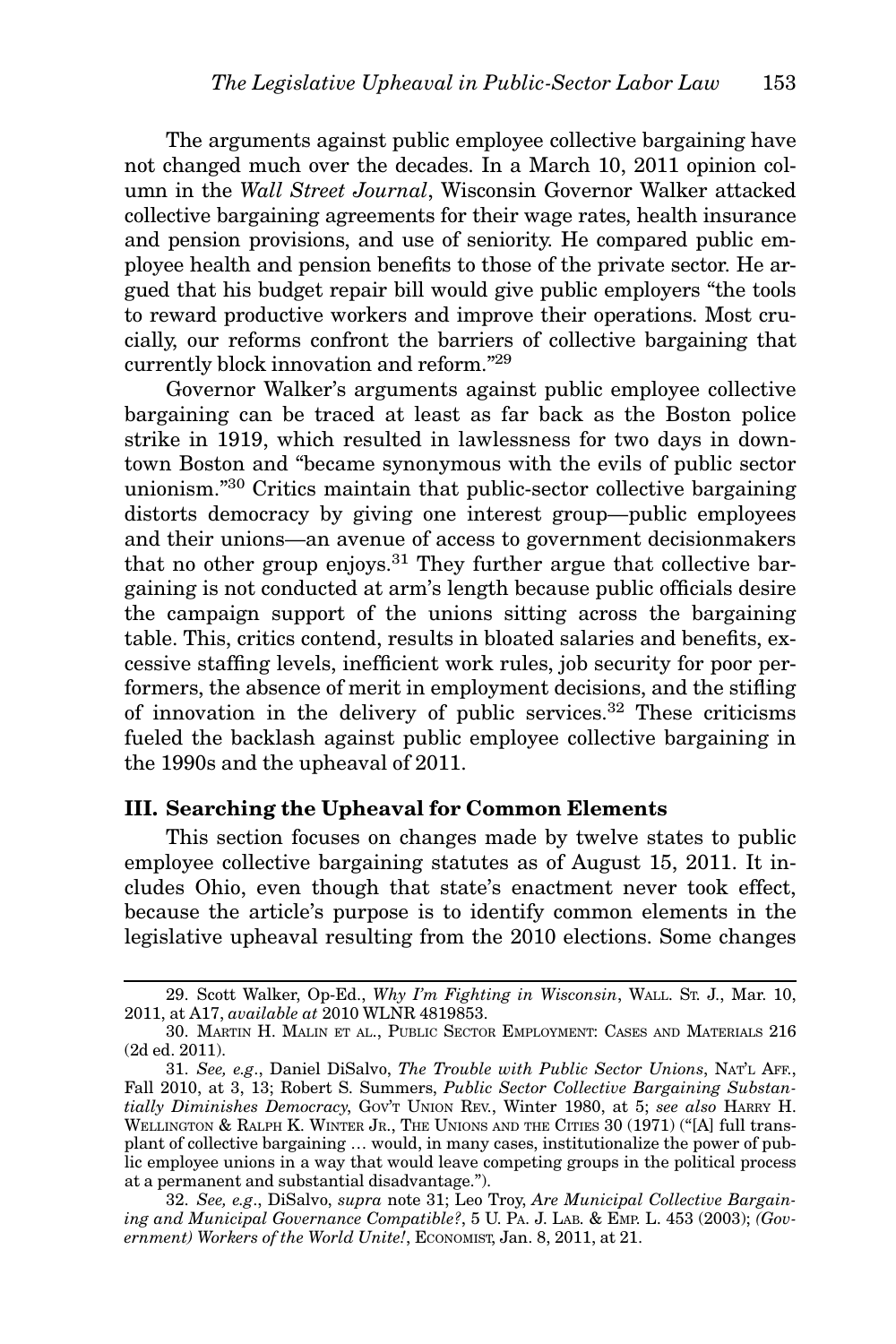The arguments against public employee collective bargaining have not changed much over the decades. In a March 10, 2011 opinion column in the *Wall Street Journal*, Wisconsin Governor Walker attacked collective bargaining agreements for their wage rates, health insurance and pension provisions, and use of seniority. He compared public employee health and pension benefits to those of the private sector. He argued that his budget repair bill would give public employers "the tools to reward productive workers and improve their operations. Most crucially, our reforms confront the barriers of collective bargaining that currently block innovation and reform."[29]

Governor Walker's arguments against public employee collective bargaining can be traced at least as far back as the Boston police strike in 1919, which resulted in lawlessness for two days in downtown Boston and "became synonymous with the evils of public sector unionism."[30] Critics maintain that public-sector collective bargaining distorts democracy by giving one interest group—public employees and their unions—an avenue of access to government decisionmakers that no other group enjoys.[31] They further argue that collective bargaining is not conducted at arm's length because public officials desire the campaign support of the unions sitting across the bargaining table. This, critics contend, results in bloated salaries and benefits, excessive staffing levels, inefficient work rules, job security for poor performers, the absence of merit in employment decisions, and the stifling of innovation in the delivery of public services.[32] These criticisms fueled the backlash against public employee collective bargaining in the 1990s and the upheaval of 2011.

### III. Searching the Upheaval for Common Elements

This section focuses on changes made by twelve states to public employee collective bargaining statutes as of August 15, 2011. It includes Ohio, even though that state's enactment never took effect, because the article's purpose is to identify common elements in the legislative upheaval resulting from the 2010 elections. Some changes

---

29. Scott Walker, Op-Ed., *Why I'm Fighting in Wisconsin*, WALL. ST. J., Mar. 10, 2011, at A17, *available at* 2010 WLNR 4819853.

30. MARTIN H. MALIN ET AL., PUBLIC SECTOR EMPLOYMENT: CASES AND MATERIALS 216 (2d ed. 2011).

31. *See, e.g*., Daniel DiSalvo, *The Trouble with Public Sector Unions*, NAT'L AFF., Fall 2010, at 3, 13; Robert S. Summers, *Public Sector Collective Bargaining Substantially Diminishes Democracy*, GOV'T UNION REV., Winter 1980, at 5; *see also* HARRY H. WELLINGTON & RALPH K. WINTER JR., THE UNIONS AND THE CITIES 30 (1971) ("[A] full transplant of collective bargaining … would, in many cases, institutionalize the power of public employee unions in a way that would leave competing groups in the political process at a permanent and substantial disadvantage.").

32. *See, e.g*., DiSalvo, *supra* note 31; Leo Troy, *Are Municipal Collective Bargaining and Municipal Governance Compatible?*, 5 U. PA. J. LAB. & EMP. L. 453 (2003); *(Government) Workers of the World Unite!*, ECONOMIST, Jan. 8, 2011, at 21.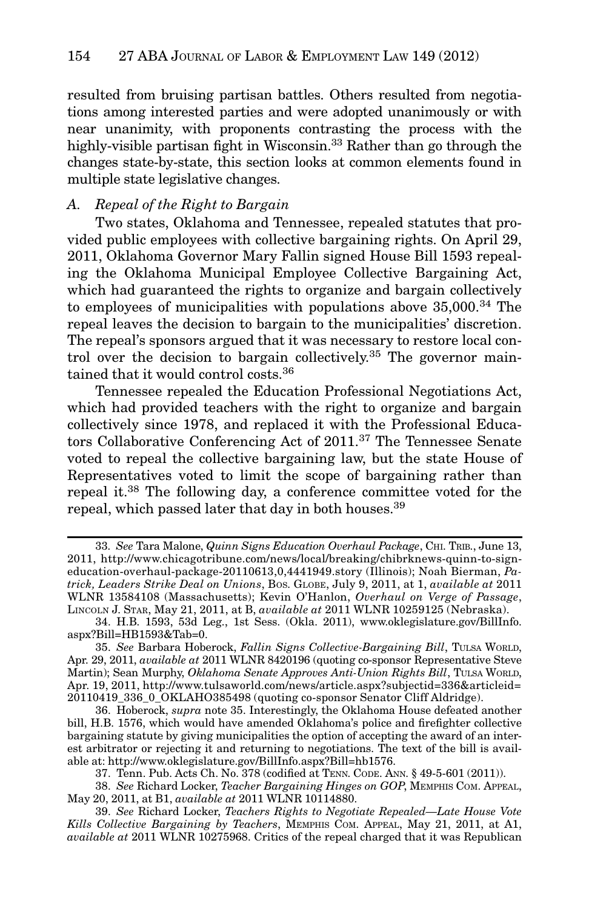resulted from bruising partisan battles. Others resulted from negotiations among interested parties and were adopted unanimously or with near unanimity, with proponents contrasting the process with the highly-visible partisan fight in Wisconsin.[33] Rather than go through the changes state-by-state, this section looks at common elements found in multiple state legislative changes.

### *A. Repeal of the Right to Bargain*

Two states, Oklahoma and Tennessee, repealed statutes that provided public employees with collective bargaining rights. On April 29, 2011, Oklahoma Governor Mary Fallin signed House Bill 1593 repealing the Oklahoma Municipal Employee Collective Bargaining Act, which had guaranteed the rights to organize and bargain collectively to employees of municipalities with populations above 35,000.[34] The repeal leaves the decision to bargain to the municipalities' discretion. The repeal's sponsors argued that it was necessary to restore local control over the decision to bargain collectively.[35] The governor maintained that it would control costs.[36]

Tennessee repealed the Education Professional Negotiations Act, which had provided teachers with the right to organize and bargain collectively since 1978, and replaced it with the Professional Educators Collaborative Conferencing Act of 2011.[37] The Tennessee Senate voted to repeal the collective bargaining law, but the state House of Representatives voted to limit the scope of bargaining rather than repeal it.[38] The following day, a conference committee voted for the repeal, which passed later that day in both houses.[39]

---

33. *See* Tara Malone, *Quinn Signs Education Overhaul Package*, CHI. TRIB., June 13, 2011, http://www.chicagotribune.com/news/local/breaking/chibrknews-quinn-to-sign-education-overhaul-package-20110613,0,4441949.story (Illinois); Noah Bierman, *Patrick, Leaders Strike Deal on Unions*, BOS. GLOBE, July 9, 2011, at 1, *available at* 2011 WLNR 13584108 (Massachusetts); Kevin O'Hanlon, *Overhaul on Verge of Passage*, LINCOLN J. STAR, May 21, 2011, at B, *available at* 2011 WLNR 10259125 (Nebraska).

34. H.B. 1593, 53d Leg., 1st Sess. (Okla. 2011), www.oklegislature.gov/BillInfo.aspx?Bill=HB1593&Tab=0.

35. *See* Barbara Hoberock, *Fallin Signs Collective-Bargaining Bill*, TULSA WORLD, Apr. 29, 2011, *available at* 2011 WLNR 8420196 (quoting co-sponsor Representative Steve Martin); Sean Murphy, *Oklahoma Senate Approves Anti-Union Rights Bill*, TULSA WORLD, Apr. 19, 2011, http://www.tulsaworld.com/news/article.aspx?subjectid=336&articleid=20110419_336_0_OKLAHO385498 (quoting co-sponsor Senator Cliff Aldridge).

36. Hoberock, *supra* note 35. Interestingly, the Oklahoma House defeated another bill, H.B. 1576, which would have amended Oklahoma's police and firefighter collective bargaining statute by giving municipalities the option of accepting the award of an interest arbitrator or rejecting it and returning to negotiations. The text of the bill is available at: http://www.oklegislature.gov/BillInfo.aspx?Bill=hb1576.

37. Tenn. Pub. Acts Ch. No. 378 (codified at TENN. CODE. ANN. § 49-5-601 (2011)).

38. *See* Richard Locker, *Teacher Bargaining Hinges on GOP*, MEMPHIS COM. APPEAL, May 20, 2011, at B1, *available at* 2011 WLNR 10114880.

39. *See* Richard Locker, *Teachers Rights to Negotiate Repealed—Late House Vote Kills Collective Bargaining by Teachers*, MEMPHIS COM. APPEAL, May 21, 2011, at A1, *available at* 2011 WLNR 10275968. Critics of the repeal charged that it was Republican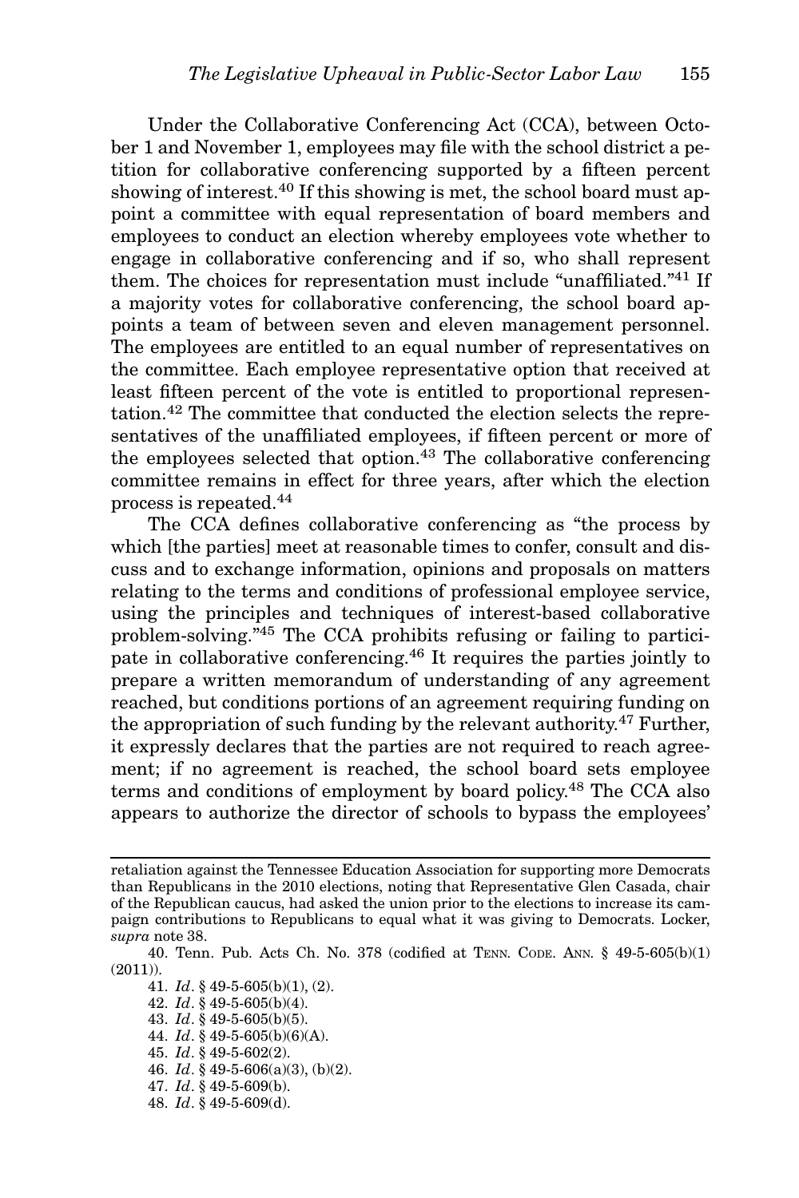Under the Collaborative Conferencing Act (CCA), between October 1 and November 1, employees may file with the school district a petition for collaborative conferencing supported by a fifteen percent showing of interest.[40] If this showing is met, the school board must appoint a committee with equal representation of board members and employees to conduct an election whereby employees vote whether to engage in collaborative conferencing and if so, who shall represent them. The choices for representation must include "unaffiliated."[41] If a majority votes for collaborative conferencing, the school board appoints a team of between seven and eleven management personnel. The employees are entitled to an equal number of representatives on the committee. Each employee representative option that received at least fifteen percent of the vote is entitled to proportional representation.[42] The committee that conducted the election selects the representatives of the unaffiliated employees, if fifteen percent or more of the employees selected that option.[43] The collaborative conferencing committee remains in effect for three years, after which the election process is repeated.[44]

The CCA defines collaborative conferencing as "the process by which [the parties] meet at reasonable times to confer, consult and discuss and to exchange information, opinions and proposals on matters relating to the terms and conditions of professional employee service, using the principles and techniques of interest-based collaborative problem-solving."[45] The CCA prohibits refusing or failing to participate in collaborative conferencing.[46] It requires the parties jointly to prepare a written memorandum of understanding of any agreement reached, but conditions portions of an agreement requiring funding on the appropriation of such funding by the relevant authority.[47] Further, it expressly declares that the parties are not required to reach agreement; if no agreement is reached, the school board sets employee terms and conditions of employment by board policy.[48] The CCA also appears to authorize the director of schools to bypass the employees'

---

retaliation against the Tennessee Education Association for supporting more Democrats than Republicans in the 2010 elections, noting that Representative Glen Casada, chair of the Republican caucus, had asked the union prior to the elections to increase its campaign contributions to Republicans to equal what it was giving to Democrats. Locker, *supra* note 38.

40. Tenn. Pub. Acts Ch. No. 378 (codified at TENN. CODE. ANN. § 49-5-605(b)(1) (2011)).

41. *Id*. § 49-5-605(b)(1), (2).

42. *Id*. § 49-5-605(b)(4).

43. *Id*. § 49-5-605(b)(5).

44. *Id*. § 49-5-605(b)(6)(A).

45. *Id*. § 49-5-602(2).

46. *Id*. § 49-5-606(a)(3), (b)(2).

47. *Id*. § 49-5-609(b).

48. *Id*. § 49-5-609(d).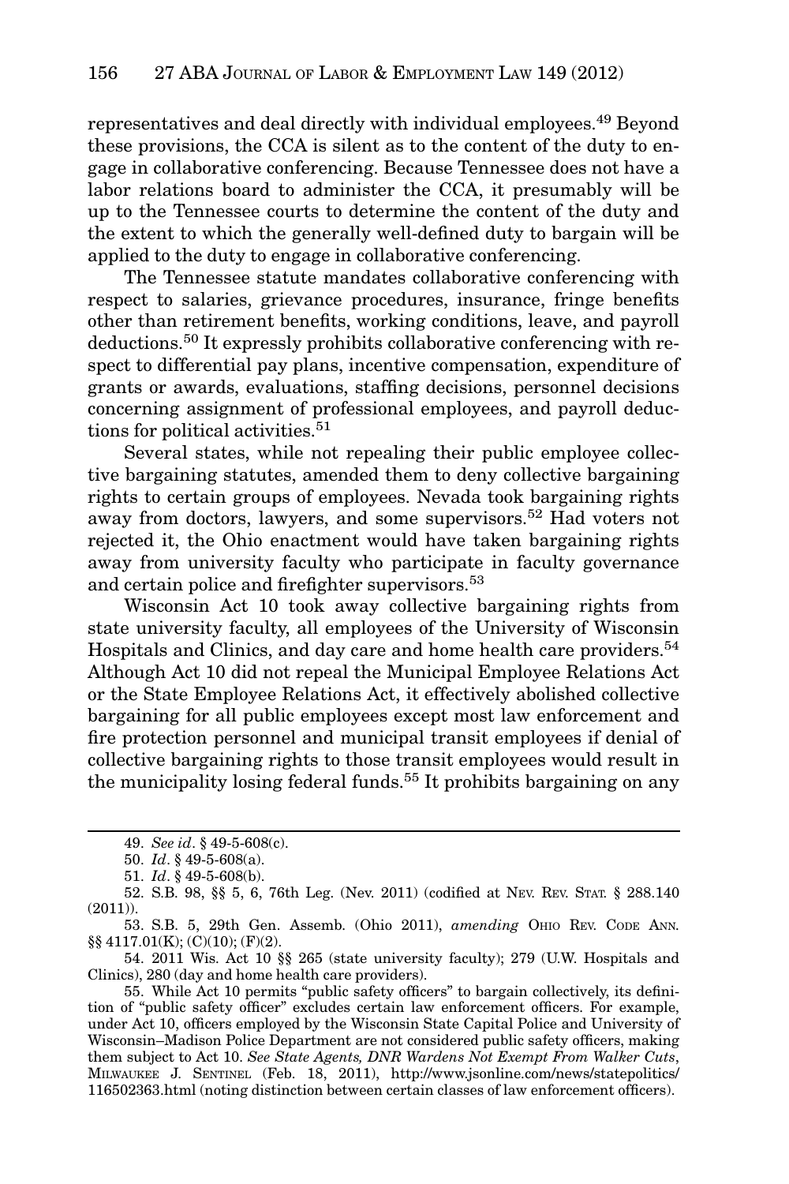representatives and deal directly with individual employees.[49] Beyond these provisions, the CCA is silent as to the content of the duty to engage in collaborative conferencing. Because Tennessee does not have a labor relations board to administer the CCA, it presumably will be up to the Tennessee courts to determine the content of the duty and the extent to which the generally well-defined duty to bargain will be applied to the duty to engage in collaborative conferencing.

The Tennessee statute mandates collaborative conferencing with respect to salaries, grievance procedures, insurance, fringe benefits other than retirement benefits, working conditions, leave, and payroll deductions.[50] It expressly prohibits collaborative conferencing with respect to differential pay plans, incentive compensation, expenditure of grants or awards, evaluations, staffing decisions, personnel decisions concerning assignment of professional employees, and payroll deductions for political activities.[51]

Several states, while not repealing their public employee collective bargaining statutes, amended them to deny collective bargaining rights to certain groups of employees. Nevada took bargaining rights away from doctors, lawyers, and some supervisors.[52] Had voters not rejected it, the Ohio enactment would have taken bargaining rights away from university faculty who participate in faculty governance and certain police and firefighter supervisors.[53]

Wisconsin Act 10 took away collective bargaining rights from state university faculty, all employees of the University of Wisconsin Hospitals and Clinics, and day care and home health care providers.[54] Although Act 10 did not repeal the Municipal Employee Relations Act or the State Employee Relations Act, it effectively abolished collective bargaining for all public employees except most law enforcement and fire protection personnel and municipal transit employees if denial of collective bargaining rights to those transit employees would result in the municipality losing federal funds.[55] It prohibits bargaining on any

---

49. *See id*. § 49-5-608(c).

50. *Id*. § 49-5-608(a).

51. *Id*. § 49-5-608(b).

52. S.B. 98, §§ 5, 6, 76th Leg. (Nev. 2011) (codified at NEV. REV. STAT. § 288.140 (2011)).

53. S.B. 5, 29th Gen. Assemb. (Ohio 2011), *amending* OHIO REV. CODE ANN. §§ 4117.01(K); (C)(10); (F)(2).

54. 2011 Wis. Act 10 §§ 265 (state university faculty); 279 (U.W. Hospitals and Clinics), 280 (day and home health care providers).

55. While Act 10 permits "public safety officers" to bargain collectively, its definition of "public safety officer" excludes certain law enforcement officers. For example, under Act 10, officers employed by the Wisconsin State Capital Police and University of Wisconsin–Madison Police Department are not considered public safety officers, making them subject to Act 10. *See State Agents, DNR Wardens Not Exempt From Walker Cuts*, MILWAUKEE J. SENTINEL (Feb. 18, 2011), http://www.jsonline.com/news/statepolitics/116502363.html (noting distinction between certain classes of law enforcement officers).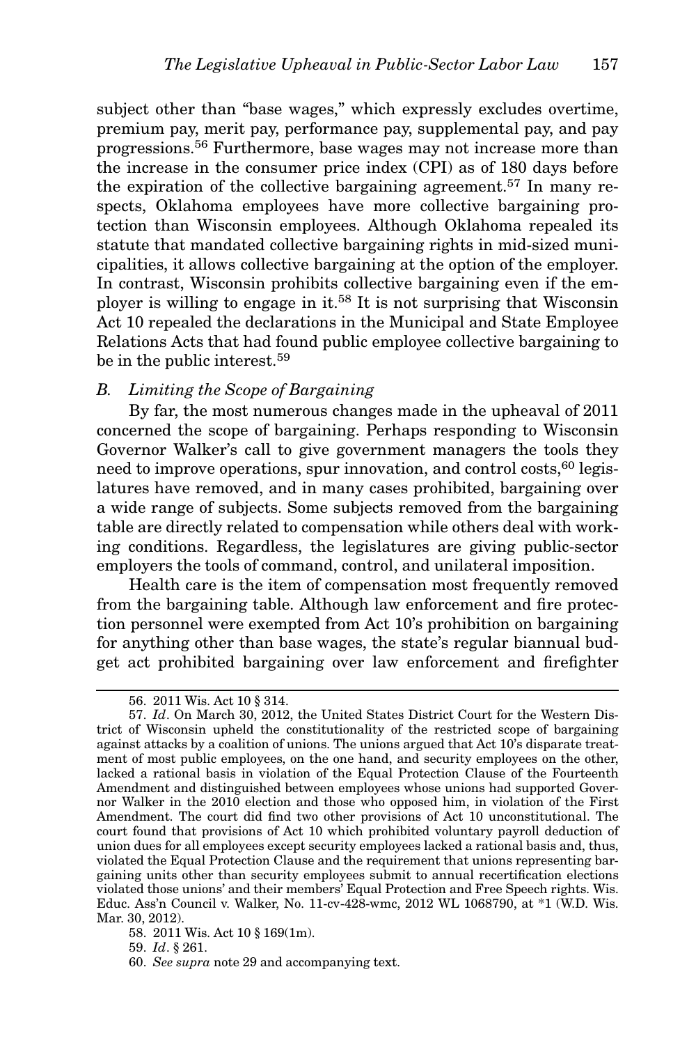subject other than "base wages," which expressly excludes overtime, premium pay, merit pay, performance pay, supplemental pay, and pay progressions.[56] Furthermore, base wages may not increase more than the increase in the consumer price index (CPI) as of 180 days before the expiration of the collective bargaining agreement.[57] In many respects, Oklahoma employees have more collective bargaining protection than Wisconsin employees. Although Oklahoma repealed its statute that mandated collective bargaining rights in mid-sized municipalities, it allows collective bargaining at the option of the employer. In contrast, Wisconsin prohibits collective bargaining even if the employer is willing to engage in it.[58] It is not surprising that Wisconsin Act 10 repealed the declarations in the Municipal and State Employee Relations Acts that had found public employee collective bargaining to be in the public interest.[59]

### *B. Limiting the Scope of Bargaining*

By far, the most numerous changes made in the upheaval of 2011 concerned the scope of bargaining. Perhaps responding to Wisconsin Governor Walker's call to give government managers the tools they need to improve operations, spur innovation, and control costs,[60] legislatures have removed, and in many cases prohibited, bargaining over a wide range of subjects. Some subjects removed from the bargaining table are directly related to compensation while others deal with working conditions. Regardless, the legislatures are giving public-sector employers the tools of command, control, and unilateral imposition.

Health care is the item of compensation most frequently removed from the bargaining table. Although law enforcement and fire protection personnel were exempted from Act 10's prohibition on bargaining for anything other than base wages, the state's regular biannual budget act prohibited bargaining over law enforcement and firefighter

---

56. 2011 Wis. Act 10 § 314.

57. *Id*. On March 30, 2012, the United States District Court for the Western District of Wisconsin upheld the constitutionality of the restricted scope of bargaining against attacks by a coalition of unions. The unions argued that Act 10's disparate treatment of most public employees, on the one hand, and security employees on the other, lacked a rational basis in violation of the Equal Protection Clause of the Fourteenth Amendment and distinguished between employees whose unions had supported Governor Walker in the 2010 election and those who opposed him, in violation of the First Amendment. The court did find two other provisions of Act 10 unconstitutional. The court found that provisions of Act 10 which prohibited voluntary payroll deduction of union dues for all employees except security employees lacked a rational basis and, thus, violated the Equal Protection Clause and the requirement that unions representing bargaining units other than security employees submit to annual recertification elections violated those unions' and their members' Equal Protection and Free Speech rights. Wis. Educ. Ass'n Council v. Walker, No. 11-cv-428-wmc, 2012 WL 1068790, at *1 (W.D. Wis. Mar. 30, 2012).

58. 2011 Wis. Act 10 § 169(1m).

59. *Id*. § 261.

60. *See supra* note 29 and accompanying text.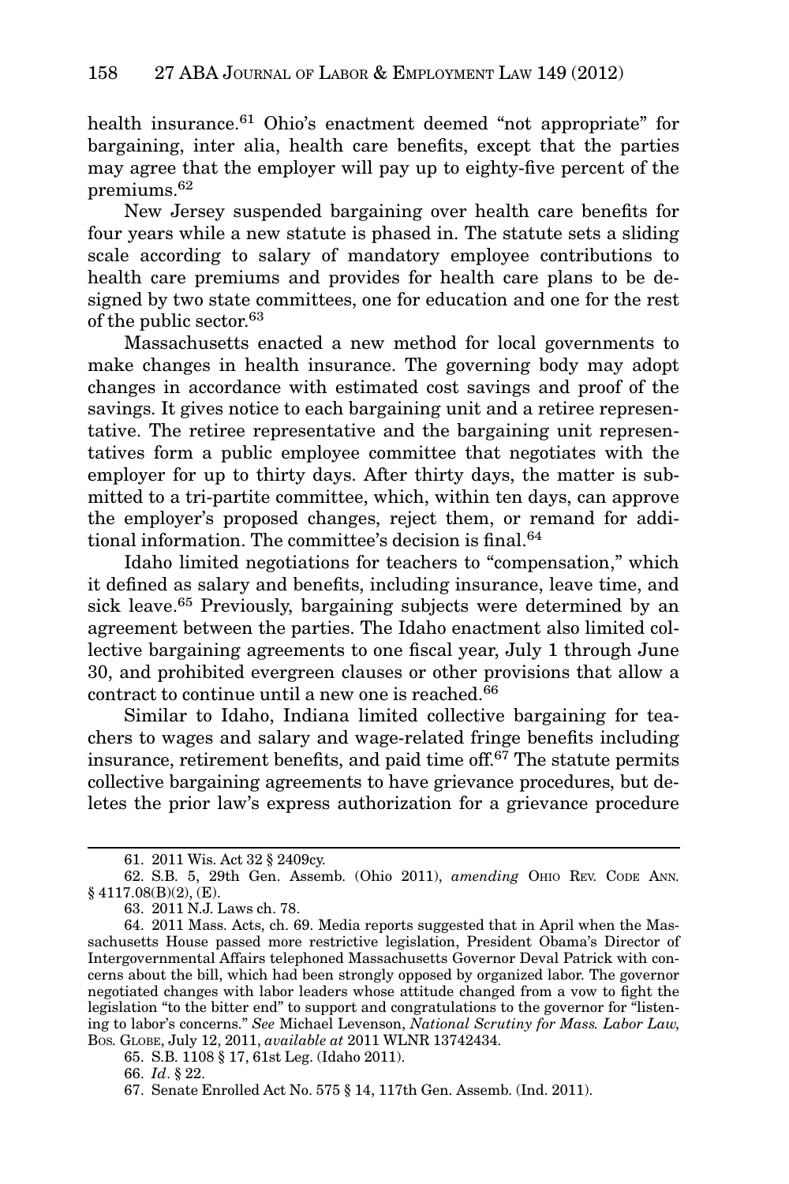health insurance.[61] Ohio's enactment deemed "not appropriate" for bargaining, inter alia, health care benefits, except that the parties may agree that the employer will pay up to eighty-five percent of the premiums.[62]

New Jersey suspended bargaining over health care benefits for four years while a new statute is phased in. The statute sets a sliding scale according to salary of mandatory employee contributions to health care premiums and provides for health care plans to be designed by two state committees, one for education and one for the rest of the public sector.[63]

Massachusetts enacted a new method for local governments to make changes in health insurance. The governing body may adopt changes in accordance with estimated cost savings and proof of the savings. It gives notice to each bargaining unit and a retiree representative. The retiree representative and the bargaining unit representatives form a public employee committee that negotiates with the employer for up to thirty days. After thirty days, the matter is submitted to a tri-partite committee, which, within ten days, can approve the employer's proposed changes, reject them, or remand for additional information. The committee's decision is final.[64]

Idaho limited negotiations for teachers to "compensation," which it defined as salary and benefits, including insurance, leave time, and sick leave.[65] Previously, bargaining subjects were determined by an agreement between the parties. The Idaho enactment also limited collective bargaining agreements to one fiscal year, July 1 through June 30, and prohibited evergreen clauses or other provisions that allow a contract to continue until a new one is reached.[66]

Similar to Idaho, Indiana limited collective bargaining for teachers to wages and salary and wage-related fringe benefits including insurance, retirement benefits, and paid time off.[67] The statute permits collective bargaining agreements to have grievance procedures, but deletes the prior law's express authorization for a grievance procedure

---

61. 2011 Wis. Act 32 § 2409cy.

62. S.B. 5, 29th Gen. Assemb. (Ohio 2011), *amending* OHIO REV. CODE ANN. § 4117.08(B)(2), (E).

63. 2011 N.J. Laws ch. 78.

64. 2011 Mass. Acts, ch. 69. Media reports suggested that in April when the Massachusetts House passed more restrictive legislation, President Obama's Director of Intergovernmental Affairs telephoned Massachusetts Governor Deval Patrick with concerns about the bill, which had been strongly opposed by organized labor. The governor negotiated changes with labor leaders whose attitude changed from a vow to fight the legislation "to the bitter end" to support and congratulations to the governor for "listening to labor's concerns." *See* Michael Levenson, *National Scrutiny for Mass. Labor Law*, BOS. GLOBE, July 12, 2011, *available at* 2011 WLNR 13742434.

65. S.B. 1108 § 17, 61st Leg. (Idaho 2011).

66. *Id*. § 22.

67. Senate Enrolled Act No. 575 § 14, 117th Gen. Assemb. (Ind. 2011).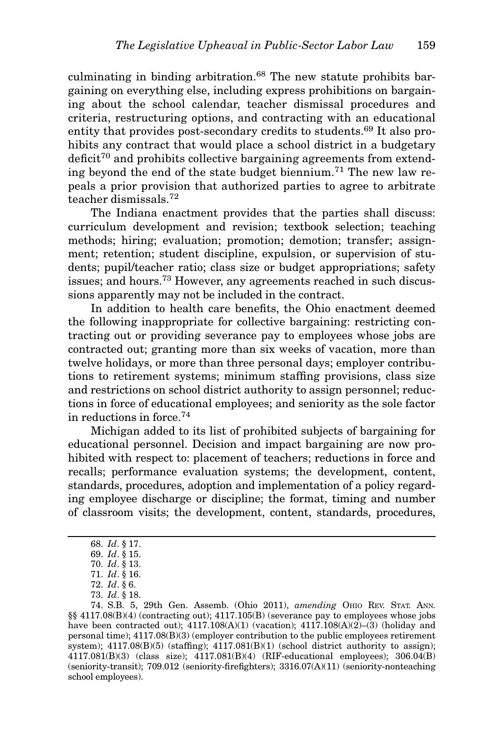culminating in binding arbitration.[68] The new statute prohibits bargaining on everything else, including express prohibitions on bargaining about the school calendar, teacher dismissal procedures and criteria, restructuring options, and contracting with an educational entity that provides post-secondary credits to students.[69] It also prohibits any contract that would place a school district in a budgetary deficit[70] and prohibits collective bargaining agreements from extending beyond the end of the state budget biennium.[71] The new law repeals a prior provision that authorized parties to agree to arbitrate teacher dismissals.[72]

The Indiana enactment provides that the parties shall discuss: curriculum development and revision; textbook selection; teaching methods; hiring; evaluation; promotion; demotion; transfer; assignment; retention; student discipline, expulsion, or supervision of students; pupil/teacher ratio; class size or budget appropriations; safety issues; and hours.[73] However, any agreements reached in such discussions apparently may not be included in the contract.

In addition to health care benefits, the Ohio enactment deemed the following inappropriate for collective bargaining: restricting contracting out or providing severance pay to employees whose jobs are contracted out; granting more than six weeks of vacation, more than twelve holidays, or more than three personal days; employer contributions to retirement systems; minimum staffing provisions, class size and restrictions on school district authority to assign personnel; reductions in force of educational employees; and seniority as the sole factor in reductions in force.[74]

Michigan added to its list of prohibited subjects of bargaining for educational personnel. Decision and impact bargaining are now prohibited with respect to: placement of teachers; reductions in force and recalls; performance evaluation systems; the development, content, standards, procedures, adoption and implementation of a policy regarding employee discharge or discipline; the format, timing and number of classroom visits; the development, content, standards, procedures,

---

68. *Id*. § 17.

69. *Id*. § 15.

70. *Id*. § 13.

71. *Id*. § 16.

72. *Id*. § 6.

73. *Id*. § 18.

74. S.B. 5, 29th Gen. Assemb. (Ohio 2011), *amending* OHIO REV. STAT. ANN. §§ 4117.08(B)(4) (contracting out); 4117.105(B) (severance pay to employees whose jobs have been contracted out); 4117.108(A)(1) (vacation); 4117.108(A)(2)–(3) (holiday and personal time); 4117.08(B)(3) (employer contribution to the public employees retirement system); 4117.08(B)(5) (staffing); 4117.081(B)(1) (school district authority to assign); 4117.081(B)(3) (class size); 4117.081(B)(4) (RIF-educational employees); 306.04(B) (seniority-transit); 709.012 (seniority-firefighters); 3316.07(A)(11) (seniority-nonteaching school employees).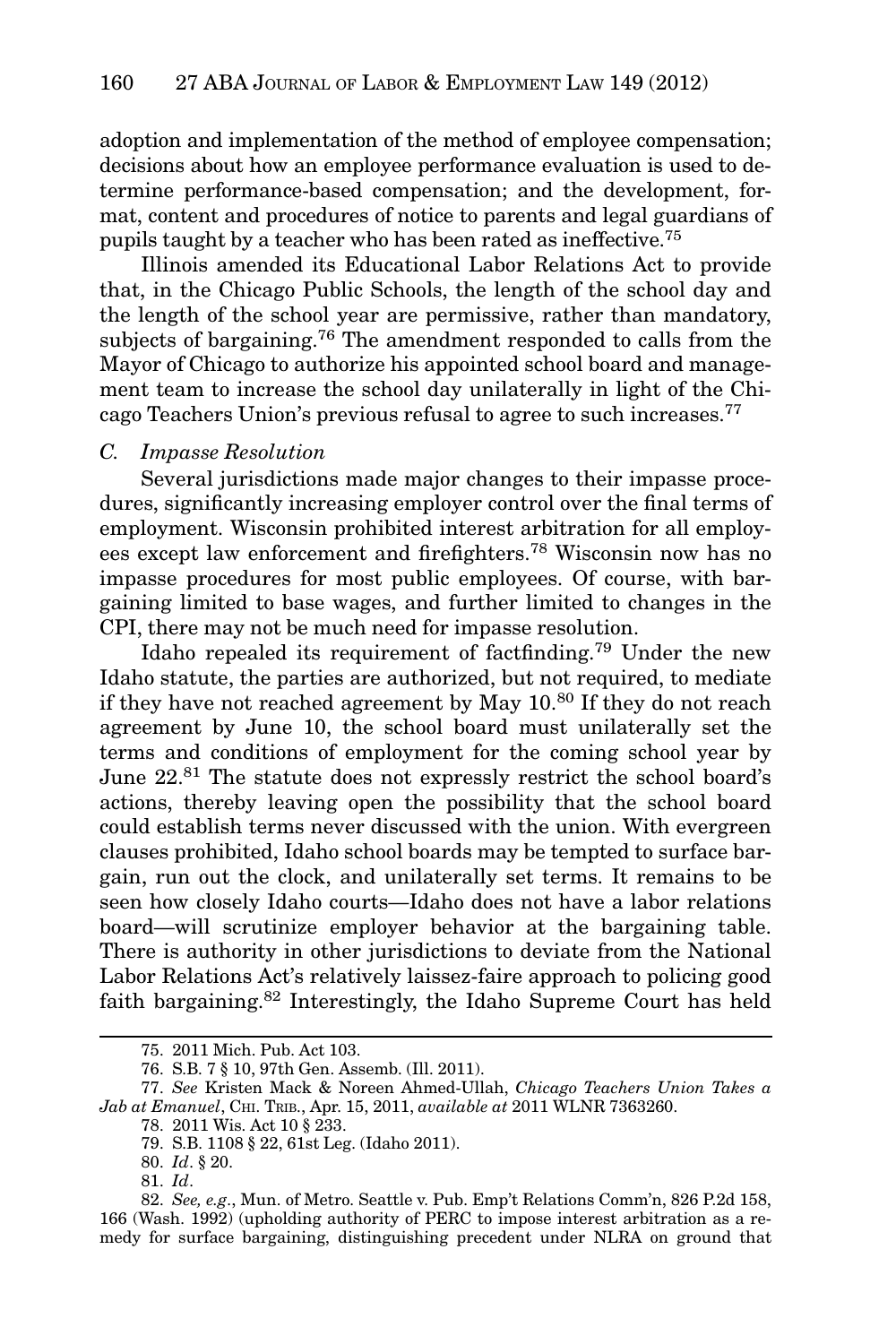adoption and implementation of the method of employee compensation; decisions about how an employee performance evaluation is used to determine performance-based compensation; and the development, format, content and procedures of notice to parents and legal guardians of pupils taught by a teacher who has been rated as ineffective.[75]

Illinois amended its Educational Labor Relations Act to provide that, in the Chicago Public Schools, the length of the school day and the length of the school year are permissive, rather than mandatory, subjects of bargaining.[76] The amendment responded to calls from the Mayor of Chicago to authorize his appointed school board and management team to increase the school day unilaterally in light of the Chicago Teachers Union's previous refusal to agree to such increases.[77]

### *C. Impasse Resolution*

Several jurisdictions made major changes to their impasse procedures, significantly increasing employer control over the final terms of employment. Wisconsin prohibited interest arbitration for all employees except law enforcement and firefighters.[78] Wisconsin now has no impasse procedures for most public employees. Of course, with bargaining limited to base wages, and further limited to changes in the CPI, there may not be much need for impasse resolution.

Idaho repealed its requirement of factfinding.[79] Under the new Idaho statute, the parties are authorized, but not required, to mediate if they have not reached agreement by May 10.[80] If they do not reach agreement by June 10, the school board must unilaterally set the terms and conditions of employment for the coming school year by June 22.[81] The statute does not expressly restrict the school board's actions, thereby leaving open the possibility that the school board could establish terms never discussed with the union. With evergreen clauses prohibited, Idaho school boards may be tempted to surface bargain, run out the clock, and unilaterally set terms. It remains to be seen how closely Idaho courts—Idaho does not have a labor relations board—will scrutinize employer behavior at the bargaining table. There is authority in other jurisdictions to deviate from the National Labor Relations Act's relatively laissez-faire approach to policing good faith bargaining.[82] Interestingly, the Idaho Supreme Court has held

---

75. 2011 Mich. Pub. Act 103.

76. S.B. 7 § 10, 97th Gen. Assemb. (Ill. 2011).

77. *See* Kristen Mack & Noreen Ahmed-Ullah, *Chicago Teachers Union Takes a Jab at Emanuel*, CHI. TRIB., Apr. 15, 2011, *available at* 2011 WLNR 7363260.

78. 2011 Wis. Act 10 § 233.

79. S.B. 1108 § 22, 61st Leg. (Idaho 2011).

80. *Id*. § 20.

81. *Id*.

82. *See, e.g.*, Mun. of Metro. Seattle v. Pub. Emp't Relations Comm'n, 826 P.2d 158, 166 (Wash. 1992) (upholding authority of PERC to impose interest arbitration as a remedy for surface bargaining, distinguishing precedent under NLRA on ground that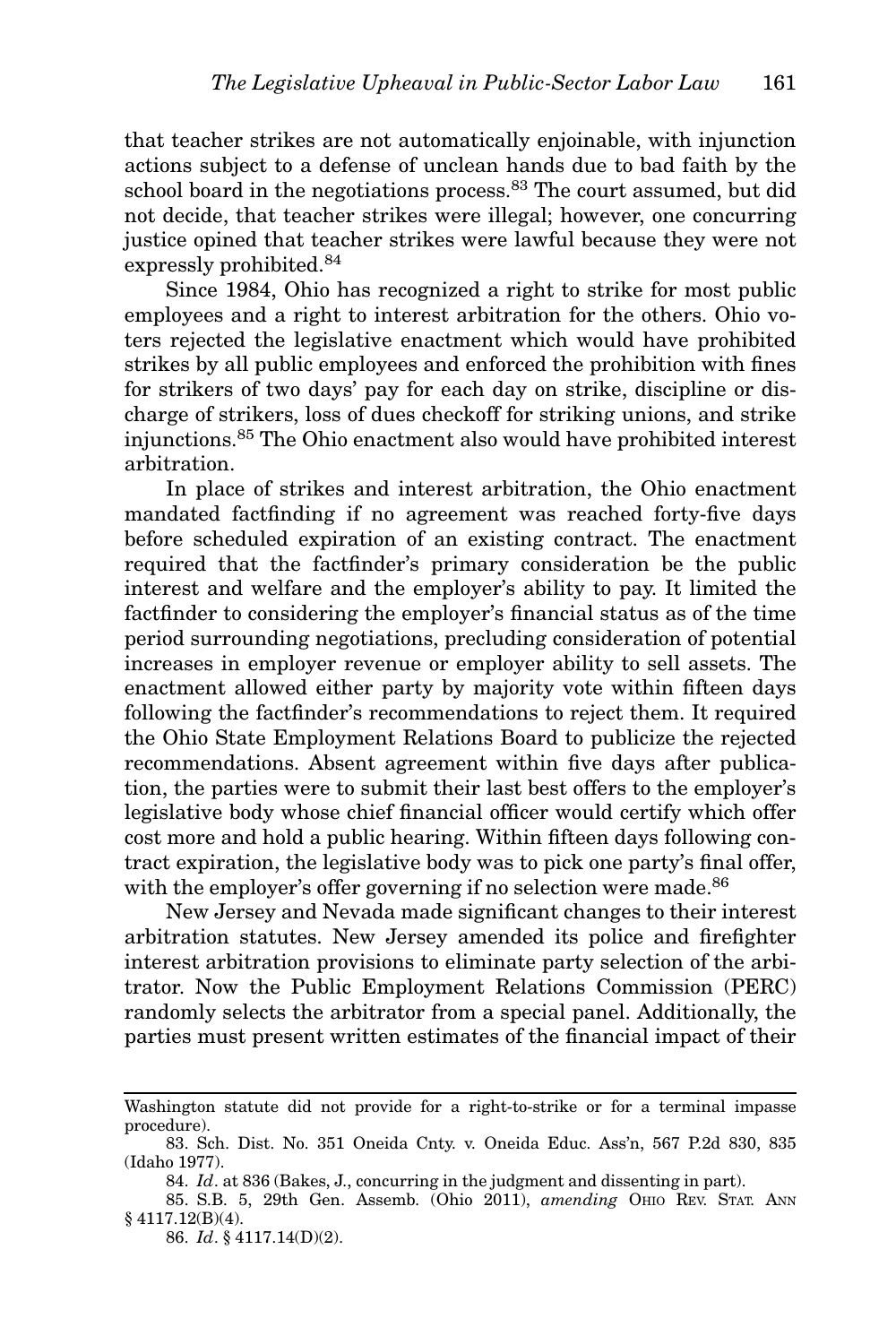that teacher strikes are not automatically enjoinable, with injunction actions subject to a defense of unclean hands due to bad faith by the school board in the negotiations process.[83] The court assumed, but did not decide, that teacher strikes were illegal; however, one concurring justice opined that teacher strikes were lawful because they were not expressly prohibited.[84]

Since 1984, Ohio has recognized a right to strike for most public employees and a right to interest arbitration for the others. Ohio voters rejected the legislative enactment which would have prohibited strikes by all public employees and enforced the prohibition with fines for strikers of two days' pay for each day on strike, discipline or discharge of strikers, loss of dues checkoff for striking unions, and strike injunctions.[85] The Ohio enactment also would have prohibited interest arbitration.

In place of strikes and interest arbitration, the Ohio enactment mandated factfinding if no agreement was reached forty-five days before scheduled expiration of an existing contract. The enactment required that the factfinder's primary consideration be the public interest and welfare and the employer's ability to pay. It limited the factfinder to considering the employer's financial status as of the time period surrounding negotiations, precluding consideration of potential increases in employer revenue or employer ability to sell assets. The enactment allowed either party by majority vote within fifteen days following the factfinder's recommendations to reject them. It required the Ohio State Employment Relations Board to publicize the rejected recommendations. Absent agreement within five days after publication, the parties were to submit their last best offers to the employer's legislative body whose chief financial officer would certify which offer cost more and hold a public hearing. Within fifteen days following contract expiration, the legislative body was to pick one party's final offer, with the employer's offer governing if no selection were made.[86]

New Jersey and Nevada made significant changes to their interest arbitration statutes. New Jersey amended its police and firefighter interest arbitration provisions to eliminate party selection of the arbitrator. Now the Public Employment Relations Commission (PERC) randomly selects the arbitrator from a special panel. Additionally, the parties must present written estimates of the financial impact of their

---

Washington statute did not provide for a right-to-strike or for a terminal impasse procedure).

83. Sch. Dist. No. 351 Oneida Cnty. v. Oneida Educ. Ass'n, 567 P.2d 830, 835 (Idaho 1977).

84. *Id*. at 836 (Bakes, J., concurring in the judgment and dissenting in part).

85. S.B. 5, 29th Gen. Assemb. (Ohio 2011), *amending* Ohio Rev. Stat. Ann § 4117.12(B)(4).

86. *Id*. § 4117.14(D)(2).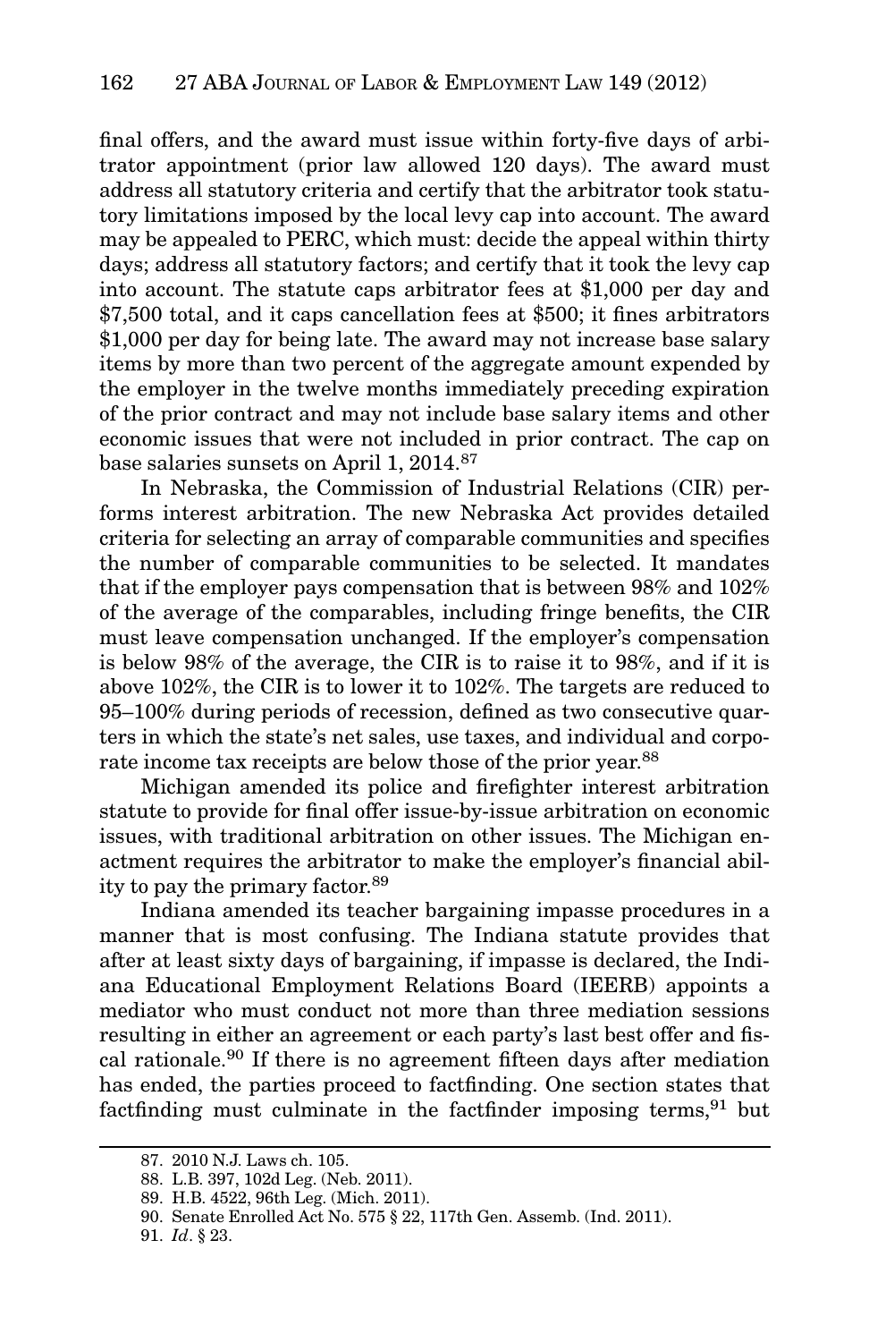final offers, and the award must issue within forty-five days of arbitrator appointment (prior law allowed 120 days). The award must address all statutory criteria and certify that the arbitrator took statutory limitations imposed by the local levy cap into account. The award may be appealed to PERC, which must: decide the appeal within thirty days; address all statutory factors; and certify that it took the levy cap into account. The statute caps arbitrator fees at $1,000 per day and $7,500 total, and it caps cancellation fees at $500; it fines arbitrators $1,000 per day for being late. The award may not increase base salary items by more than two percent of the aggregate amount expended by the employer in the twelve months immediately preceding expiration of the prior contract and may not include base salary items and other economic issues that were not included in prior contract. The cap on base salaries sunsets on April 1, 2014.[87]

In Nebraska, the Commission of Industrial Relations (CIR) performs interest arbitration. The new Nebraska Act provides detailed criteria for selecting an array of comparable communities and specifies the number of comparable communities to be selected. It mandates that if the employer pays compensation that is between 98% and 102% of the average of the comparables, including fringe benefits, the CIR must leave compensation unchanged. If the employer's compensation is below 98% of the average, the CIR is to raise it to 98%, and if it is above 102%, the CIR is to lower it to 102%. The targets are reduced to 95–100% during periods of recession, defined as two consecutive quarters in which the state's net sales, use taxes, and individual and corporate income tax receipts are below those of the prior year.[88]

Michigan amended its police and firefighter interest arbitration statute to provide for final offer issue-by-issue arbitration on economic issues, with traditional arbitration on other issues. The Michigan enactment requires the arbitrator to make the employer's financial ability to pay the primary factor.[89]

Indiana amended its teacher bargaining impasse procedures in a manner that is most confusing. The Indiana statute provides that after at least sixty days of bargaining, if impasse is declared, the Indiana Educational Employment Relations Board (IEERB) appoints a mediator who must conduct not more than three mediation sessions resulting in either an agreement or each party's last best offer and fiscal rationale.[90] If there is no agreement fifteen days after mediation has ended, the parties proceed to factfinding. One section states that factfinding must culminate in the factfinder imposing terms,[91] but

---

87. 2010 N.J. Laws ch. 105.

88. L.B. 397, 102d Leg. (Neb. 2011).

89. H.B. 4522, 96th Leg. (Mich. 2011).

90. Senate Enrolled Act No. 575 § 22, 117th Gen. Assemb. (Ind. 2011).

91. *Id*. § 23.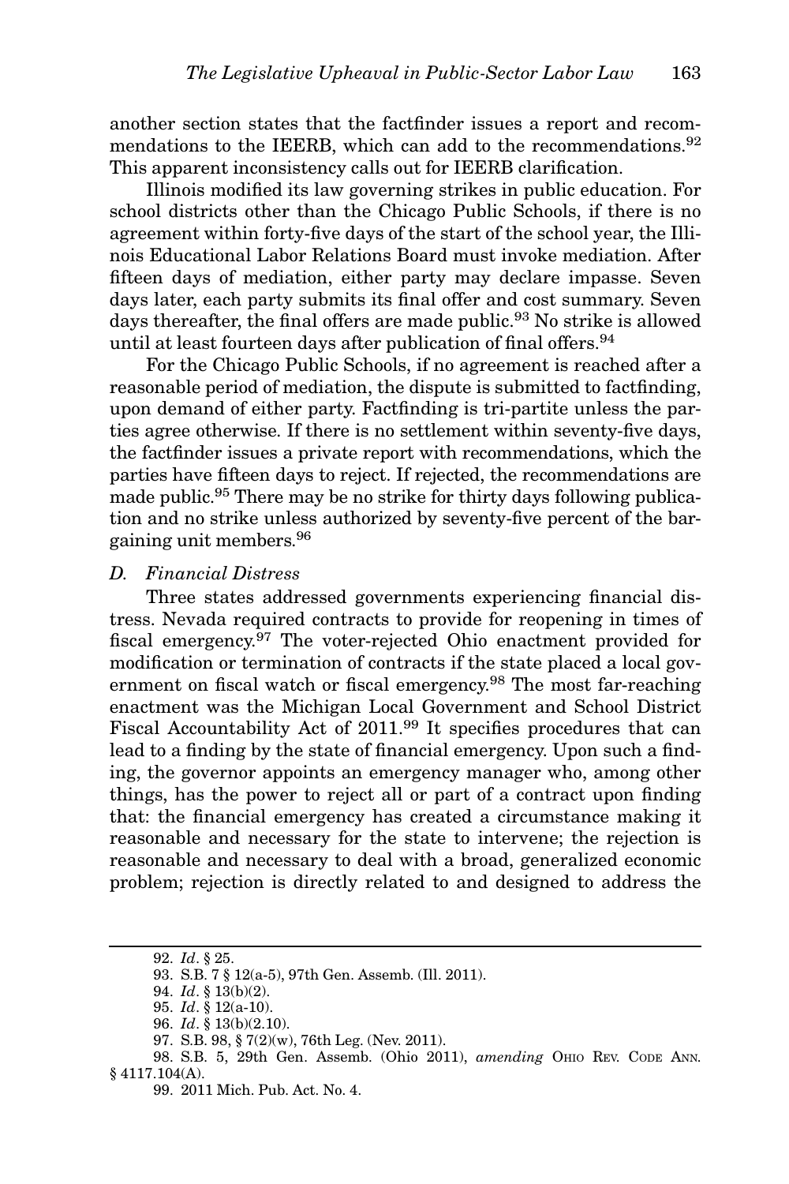another section states that the factfinder issues a report and recommendations to the IEERB, which can add to the recommendations.[92] This apparent inconsistency calls out for IEERB clarification.

Illinois modified its law governing strikes in public education. For school districts other than the Chicago Public Schools, if there is no agreement within forty-five days of the start of the school year, the Illinois Educational Labor Relations Board must invoke mediation. After fifteen days of mediation, either party may declare impasse. Seven days later, each party submits its final offer and cost summary. Seven days thereafter, the final offers are made public.[93] No strike is allowed until at least fourteen days after publication of final offers.[94]

For the Chicago Public Schools, if no agreement is reached after a reasonable period of mediation, the dispute is submitted to factfinding, upon demand of either party. Factfinding is tri-partite unless the parties agree otherwise. If there is no settlement within seventy-five days, the factfinder issues a private report with recommendations, which the parties have fifteen days to reject. If rejected, the recommendations are made public.[95] There may be no strike for thirty days following publication and no strike unless authorized by seventy-five percent of the bargaining unit members.[96]

### *D. Financial Distress*

Three states addressed governments experiencing financial distress. Nevada required contracts to provide for reopening in times of fiscal emergency.[97] The voter-rejected Ohio enactment provided for modification or termination of contracts if the state placed a local government on fiscal watch or fiscal emergency.[98] The most far-reaching enactment was the Michigan Local Government and School District Fiscal Accountability Act of 2011.[99] It specifies procedures that can lead to a finding by the state of financial emergency. Upon such a finding, the governor appoints an emergency manager who, among other things, has the power to reject all or part of a contract upon finding that: the financial emergency has created a circumstance making it reasonable and necessary for the state to intervene; the rejection is reasonable and necessary to deal with a broad, generalized economic problem; rejection is directly related to and designed to address the

---

92. *Id*. § 25.

93. S.B. 7 § 12(a-5), 97th Gen. Assemb. (Ill. 2011).

94. *Id*. § 13(b)(2).

95. *Id*. § 12(a-10).

96. *Id*. § 13(b)(2.10).

97. S.B. 98, § 7(2)(w), 76th Leg. (Nev. 2011).

98. S.B. 5, 29th Gen. Assemb. (Ohio 2011), *amending* OHIO REV. CODE ANN. § 4117.104(A).

99. 2011 Mich. Pub. Act. No. 4.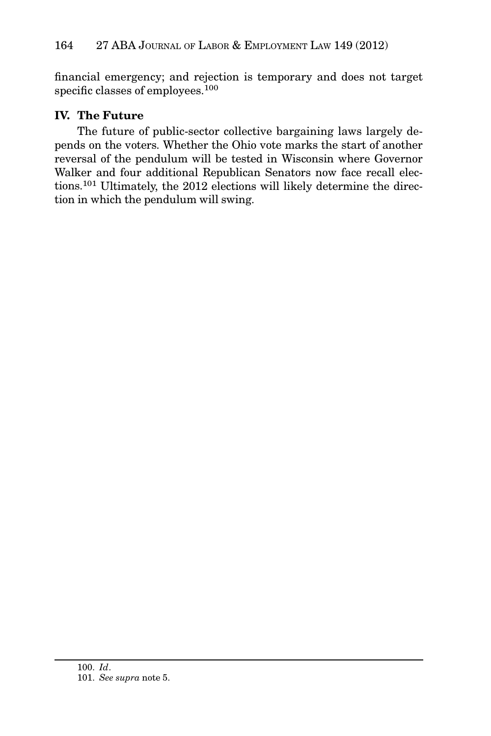financial emergency; and rejection is temporary and does not target specific classes of employees.[100]

## IV. The Future

The future of public-sector collective bargaining laws largely depends on the voters. Whether the Ohio vote marks the start of another reversal of the pendulum will be tested in Wisconsin where Governor Walker and four additional Republican Senators now face recall elections.[101] Ultimately, the 2012 elections will likely determine the direction in which the pendulum will swing.

---

100. *Id*.
101. *See supra* note 5.